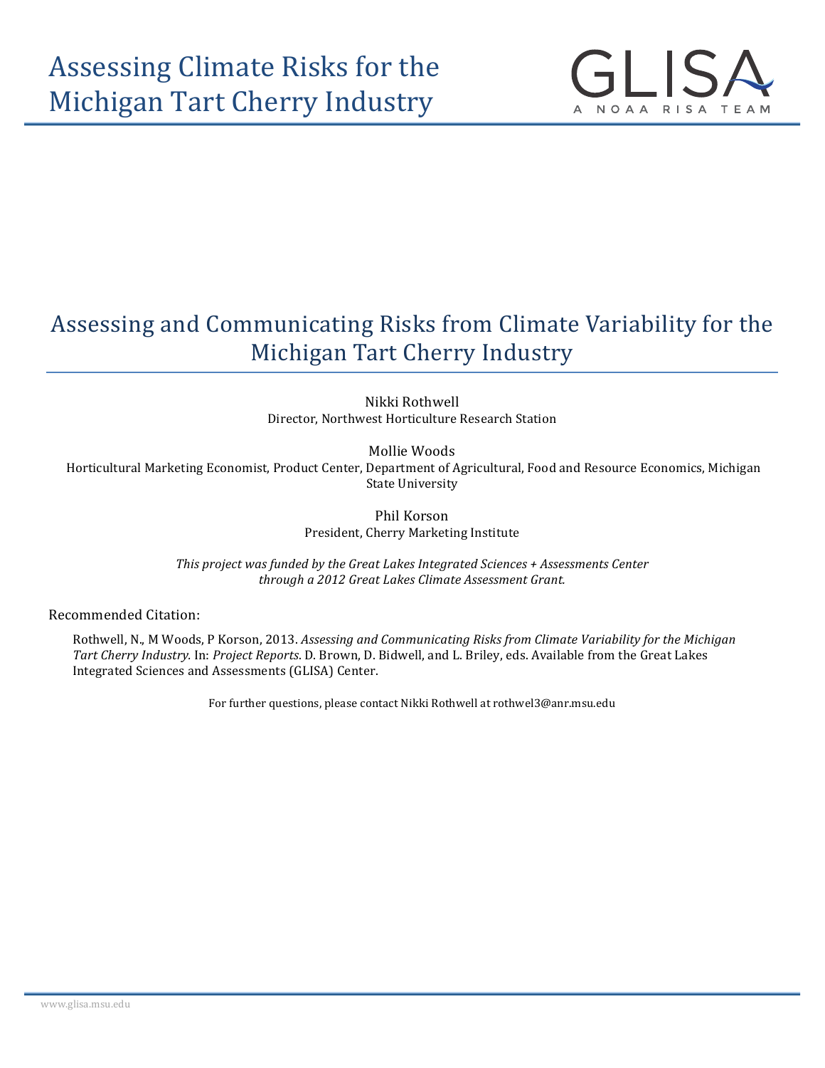# Assessing Climate Risks for the Michigan Tart Cherry Industry

GLISA
A NOAA RISA TEAM

## Assessing and Communicating Risks from Climate Variability for the Michigan Tart Cherry Industry

Nikki Rothwell
Director, Northwest Horticulture Research Station

Mollie Woods
Horticultural Marketing Economist, Product Center, Department of Agricultural, Food and Resource Economics, Michigan State University

Phil Korson
President, Cherry Marketing Institute

*This project was funded by the Great Lakes Integrated Sciences + Assessments Center through a 2012 Great Lakes Climate Assessment Grant.*

Recommended Citation:

Rothwell, N., M Woods, P Korson, 2013. *Assessing and Communicating Risks from Climate Variability for the Michigan Tart Cherry Industry.* In: *Project Reports*. D. Brown, D. Bidwell, and L. Briley, eds. Available from the Great Lakes Integrated Sciences and Assessments (GLISA) Center.

For further questions, please contact Nikki Rothwell at rothwel3@anr.msu.edu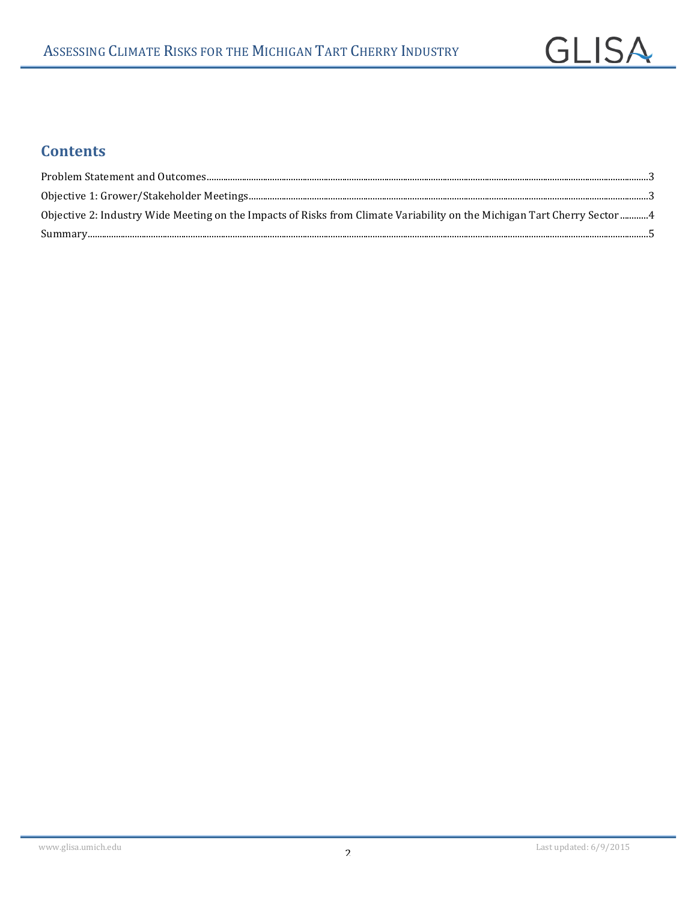## Contents

Problem Statement and Outcomes.....3

Objective 1: Grower/Stakeholder Meetings.....3

Objective 2: Industry Wide Meeting on the Impacts of Risks from Climate Variability on the Michigan Tart Cherry Sector.....4

Summary.....5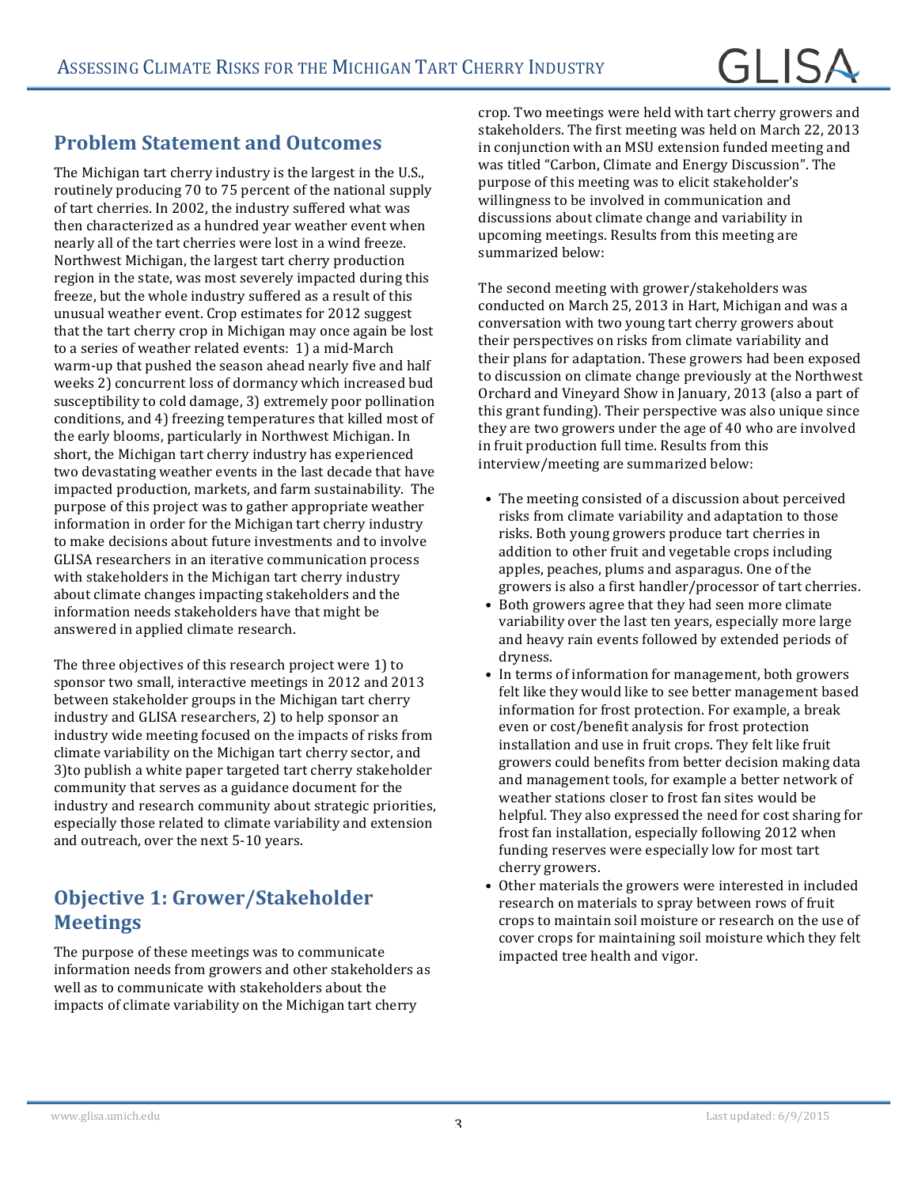## Problem Statement and Outcomes

The Michigan tart cherry industry is the largest in the U.S., routinely producing 70 to 75 percent of the national supply of tart cherries. In 2002, the industry suffered what was then characterized as a hundred year weather event when nearly all of the tart cherries were lost in a wind freeze. Northwest Michigan, the largest tart cherry production region in the state, was most severely impacted during this freeze, but the whole industry suffered as a result of this unusual weather event. Crop estimates for 2012 suggest that the tart cherry crop in Michigan may once again be lost to a series of weather related events: 1) a mid-March warm-up that pushed the season ahead nearly five and half weeks 2) concurrent loss of dormancy which increased bud susceptibility to cold damage, 3) extremely poor pollination conditions, and 4) freezing temperatures that killed most of the early blooms, particularly in Northwest Michigan. In short, the Michigan tart cherry industry has experienced two devastating weather events in the last decade that have impacted production, markets, and farm sustainability. The purpose of this project was to gather appropriate weather information in order for the Michigan tart cherry industry to make decisions about future investments and to involve GLISA researchers in an iterative communication process with stakeholders in the Michigan tart cherry industry about climate changes impacting stakeholders and the information needs stakeholders have that might be answered in applied climate research.

The three objectives of this research project were 1) to sponsor two small, interactive meetings in 2012 and 2013 between stakeholder groups in the Michigan tart cherry industry and GLISA researchers, 2) to help sponsor an industry wide meeting focused on the impacts of risks from climate variability on the Michigan tart cherry sector, and 3)to publish a white paper targeted tart cherry stakeholder community that serves as a guidance document for the industry and research community about strategic priorities, especially those related to climate variability and extension and outreach, over the next 5-10 years.

## Objective 1: Grower/Stakeholder Meetings

The purpose of these meetings was to communicate information needs from growers and other stakeholders as well as to communicate with stakeholders about the impacts of climate variability on the Michigan tart cherry crop. Two meetings were held with tart cherry growers and stakeholders. The first meeting was held on March 22, 2013 in conjunction with an MSU extension funded meeting and was titled "Carbon, Climate and Energy Discussion". The purpose of this meeting was to elicit stakeholder's willingness to be involved in communication and discussions about climate change and variability in upcoming meetings. Results from this meeting are summarized below:

The second meeting with grower/stakeholders was conducted on March 25, 2013 in Hart, Michigan and was a conversation with two young tart cherry growers about their perspectives on risks from climate variability and their plans for adaptation. These growers had been exposed to discussion on climate change previously at the Northwest Orchard and Vineyard Show in January, 2013 (also a part of this grant funding). Their perspective was also unique since they are two growers under the age of 40 who are involved in fruit production full time. Results from this interview/meeting are summarized below:

- The meeting consisted of a discussion about perceived risks from climate variability and adaptation to those risks. Both young growers produce tart cherries in addition to other fruit and vegetable crops including apples, peaches, plums and asparagus. One of the growers is also a first handler/processor of tart cherries.
- Both growers agree that they had seen more climate variability over the last ten years, especially more large and heavy rain events followed by extended periods of dryness.
- In terms of information for management, both growers felt like they would like to see better management based information for frost protection. For example, a break even or cost/benefit analysis for frost protection installation and use in fruit crops. They felt like fruit growers could benefits from better decision making data and management tools, for example a better network of weather stations closer to frost fan sites would be helpful. They also expressed the need for cost sharing for frost fan installation, especially following 2012 when funding reserves were especially low for most tart cherry growers.
- Other materials the growers were interested in included research on materials to spray between rows of fruit crops to maintain soil moisture or research on the use of cover crops for maintaining soil moisture which they felt impacted tree health and vigor.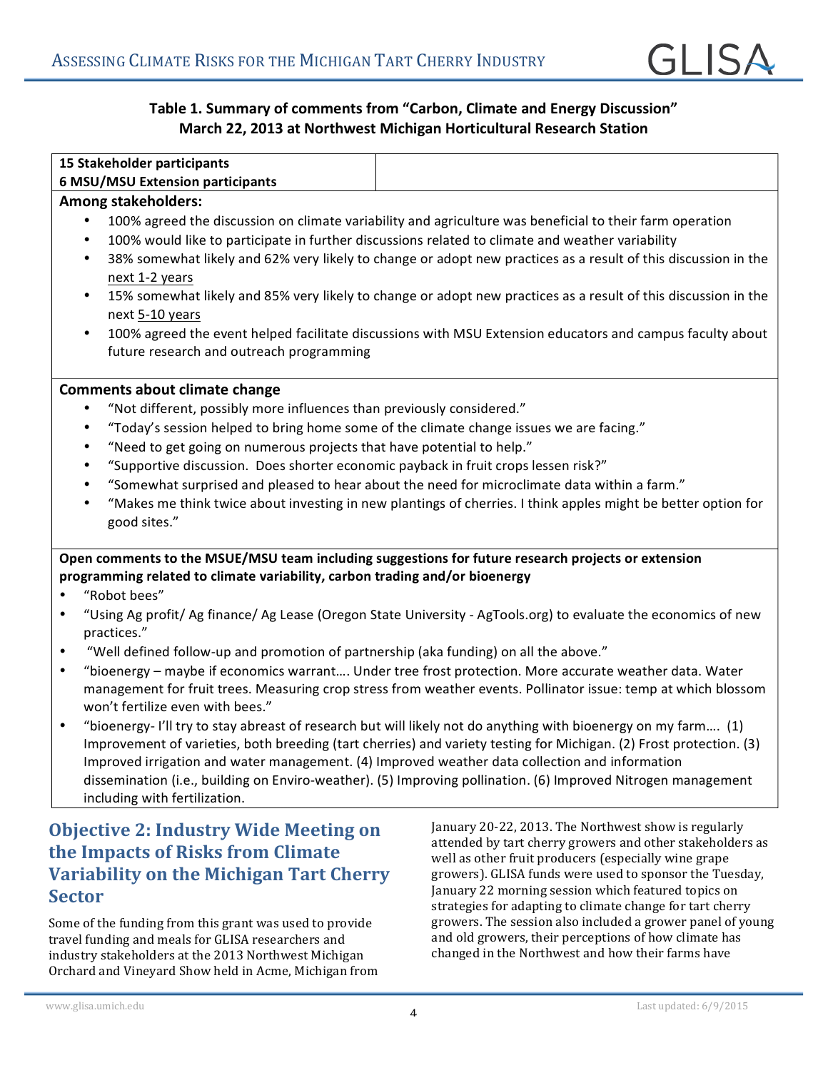**Table 1. Summary of comments from "Carbon, Climate and Energy Discussion" March 22, 2013 at Northwest Michigan Horticultural Research Station**

**15 Stakeholder participants**
**6 MSU/MSU Extension participants**

**Among stakeholders:**

- 100% agreed the discussion on climate variability and agriculture was beneficial to their farm operation
- 100% would like to participate in further discussions related to climate and weather variability
- 38% somewhat likely and 62% very likely to change or adopt new practices as a result of this discussion in the next 1-2 years
- 15% somewhat likely and 85% very likely to change or adopt new practices as a result of this discussion in the next 5-10 years
- 100% agreed the event helped facilitate discussions with MSU Extension educators and campus faculty about future research and outreach programming

**Comments about climate change**

- "Not different, possibly more influences than previously considered."
- "Today's session helped to bring home some of the climate change issues we are facing."
- "Need to get going on numerous projects that have potential to help."
- "Supportive discussion. Does shorter economic payback in fruit crops lessen risk?"
- "Somewhat surprised and pleased to hear about the need for microclimate data within a farm."
- "Makes me think twice about investing in new plantings of cherries. I think apples might be better option for good sites."

**Open comments to the MSUE/MSU team including suggestions for future research projects or extension programming related to climate variability, carbon trading and/or bioenergy**

- "Robot bees"
- "Using Ag profit/ Ag finance/ Ag Lease (Oregon State University - AgTools.org) to evaluate the economics of new practices."
- "Well defined follow-up and promotion of partnership (aka funding) on all the above."
- "bioenergy – maybe if economics warrant…. Under tree frost protection. More accurate weather data. Water management for fruit trees. Measuring crop stress from weather events. Pollinator issue: temp at which blossom won't fertilize even with bees."
- "bioenergy- I'll try to stay abreast of research but will likely not do anything with bioenergy on my farm…. (1) Improvement of varieties, both breeding (tart cherries) and variety testing for Michigan. (2) Frost protection. (3) Improved irrigation and water management. (4) Improved weather data collection and information dissemination (i.e., building on Enviro-weather). (5) Improving pollination. (6) Improved Nitrogen management including with fertilization.

## Objective 2: Industry Wide Meeting on the Impacts of Risks from Climate Variability on the Michigan Tart Cherry Sector

Some of the funding from this grant was used to provide travel funding and meals for GLISA researchers and industry stakeholders at the 2013 Northwest Michigan Orchard and Vineyard Show held in Acme, Michigan from January 20-22, 2013. The Northwest show is regularly attended by tart cherry growers and other stakeholders as well as other fruit producers (especially wine grape growers). GLISA funds were used to sponsor the Tuesday, January 22 morning session which featured topics on strategies for adapting to climate change for tart cherry growers. The session also included a grower panel of young and old growers, their perceptions of how climate has changed in the Northwest and how their farms have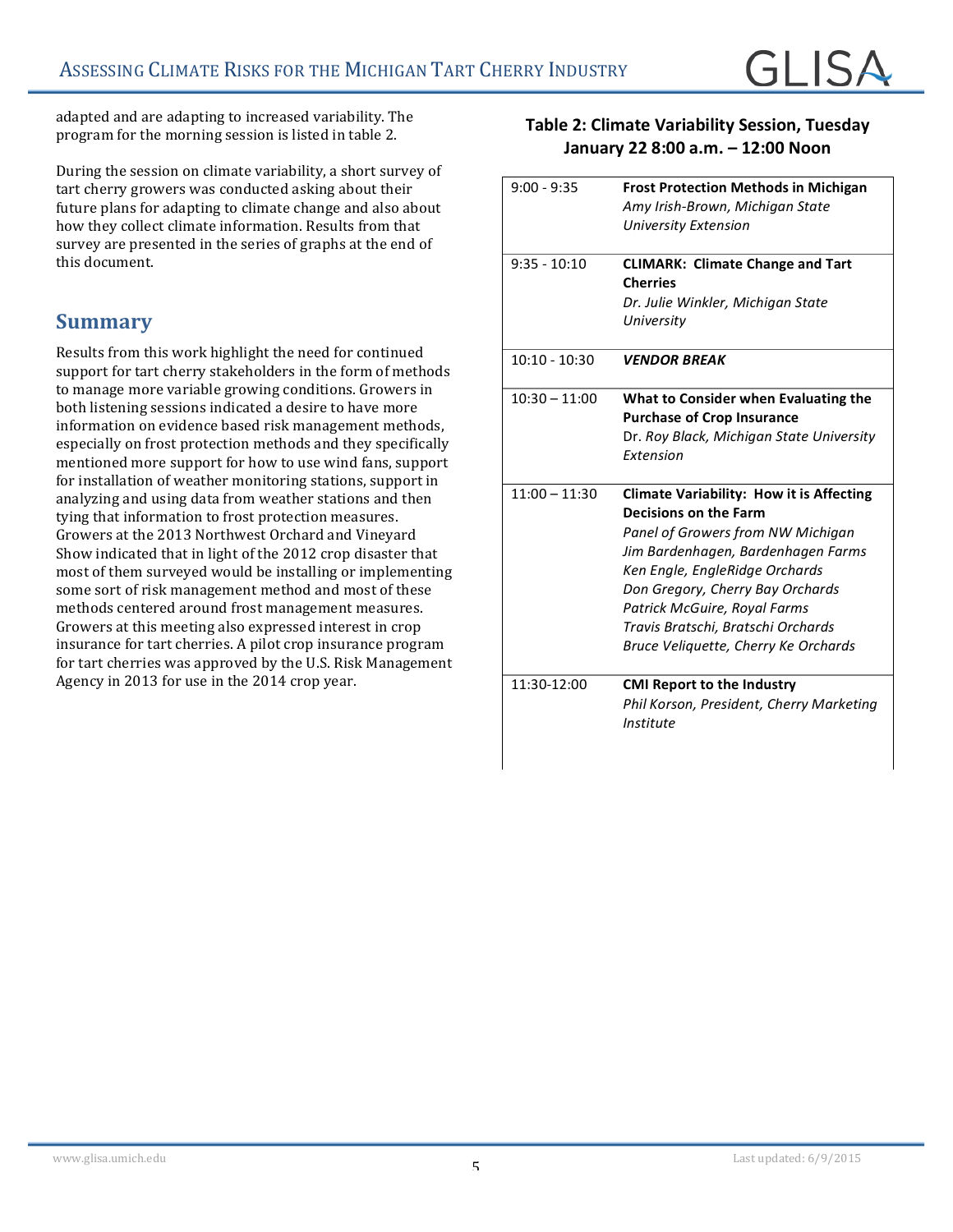adapted and are adapting to increased variability. The program for the morning session is listed in table 2.

During the session on climate variability, a short survey of tart cherry growers was conducted asking about their future plans for adapting to climate change and also about how they collect climate information. Results from that survey are presented in the series of graphs at the end of this document.

## Summary

Results from this work highlight the need for continued support for tart cherry stakeholders in the form of methods to manage more variable growing conditions. Growers in both listening sessions indicated a desire to have more information on evidence based risk management methods, especially on frost protection methods and they specifically mentioned more support for how to use wind fans, support for installation of weather monitoring stations, support in analyzing and using data from weather stations and then tying that information to frost protection measures. Growers at the 2013 Northwest Orchard and Vineyard Show indicated that in light of the 2012 crop disaster that most of them surveyed would be installing or implementing some sort of risk management method and most of these methods centered around frost management measures. Growers at this meeting also expressed interest in crop insurance for tart cherries. A pilot crop insurance program for tart cherries was approved by the U.S. Risk Management Agency in 2013 for use in the 2014 crop year.

**Table 2: Climate Variability Session, Tuesday January 22 8:00 a.m. – 12:00 Noon**

| Time | Session |
|---|---|
| 9:00 - 9:35 | **Frost Protection Methods in Michigan** *Amy Irish-Brown, Michigan State University Extension* |
| 9:35 - 10:10 | **CLIMARK: Climate Change and Tart Cherries** *Dr. Julie Winkler, Michigan State University* |
| 10:10 - 10:30 | ***VENDOR BREAK*** |
| 10:30 – 11:00 | **What to Consider when Evaluating the Purchase of Crop Insurance** Dr. *Roy Black, Michigan State University Extension* |
| 11:00 – 11:30 | **Climate Variability: How it is Affecting Decisions on the Farm** *Panel of Growers from NW Michigan* *Jim Bardenhagen, Bardenhagen Farms* *Ken Engle, EngleRidge Orchards* *Don Gregory, Cherry Bay Orchards* *Patrick McGuire, Royal Farms* *Travis Bratschi, Bratschi Orchards* *Bruce Veliquette, Cherry Ke Orchards* |
| 11:30-12:00 | **CMI Report to the Industry** *Phil Korson, President, Cherry Marketing Institute* |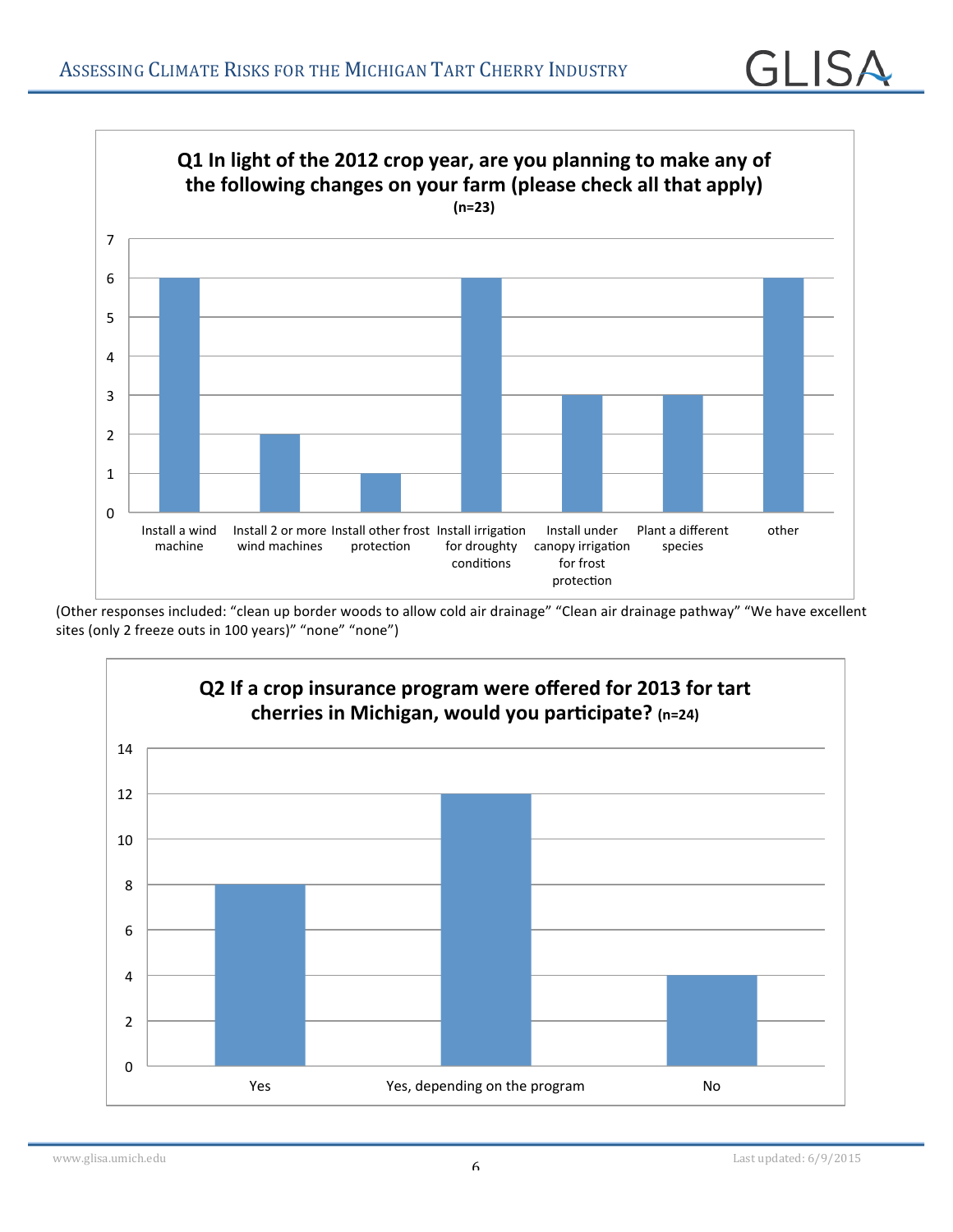**Q1 In light of the 2012 crop year, are you planning to make any of the following changes on your farm (please check all that apply)**
**(n=23)**

| Response | Count |
|---|---|
| Install a wind machine | 6 |
| Install 2 or more wind machines | 2 |
| Install other frost protection | 1 |
| Install irrigation for droughty conditions | 6 |
| Install under canopy irrigation for frost protection | 3 |
| Plant a different species | 3 |
| other | 6 |

(Other responses included: “clean up border woods to allow cold air drainage” “Clean air drainage pathway” “We have excellent sites (only 2 freeze outs in 100 years)” “none” “none”)

**Q2 If a crop insurance program were offered for 2013 for tart cherries in Michigan, would you participate? (n=24)**

| Response | Count |
|---|---|
| Yes | 8 |
| Yes, depending on the program | 12 |
| No | 4 |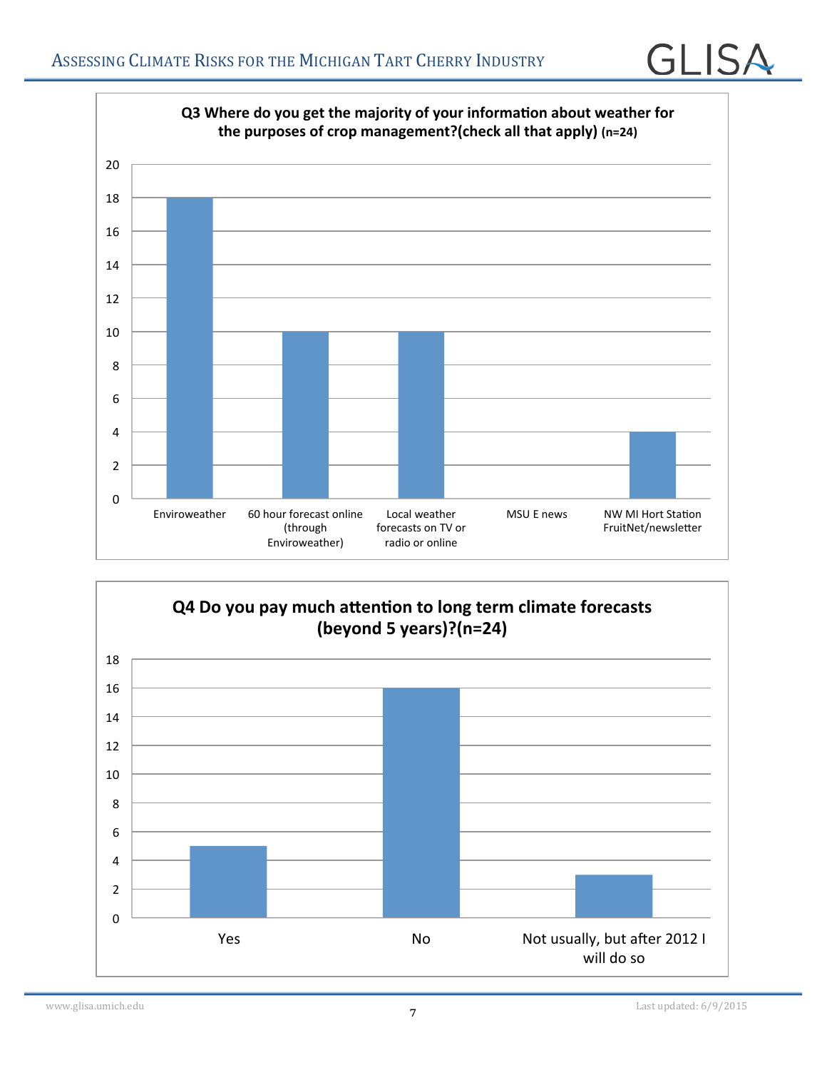**Q3 Where do you get the majority of your information about weather for the purposes of crop management?(check all that apply) (n=24)**

20
18
16
14
12
10
8
6
4
2
0

Enviroweather
60 hour forecast online (through Enviroweather)
Local weather forecasts on TV or radio or online
MSU E news
NW MI Hort Station FruitNet/newsletter

**Q4 Do you pay much attention to long term climate forecasts (beyond 5 years)?(n=24)**

18
16
14
12
10
8
6
4
2
0

Yes
No
Not usually, but after 2012 I will do so